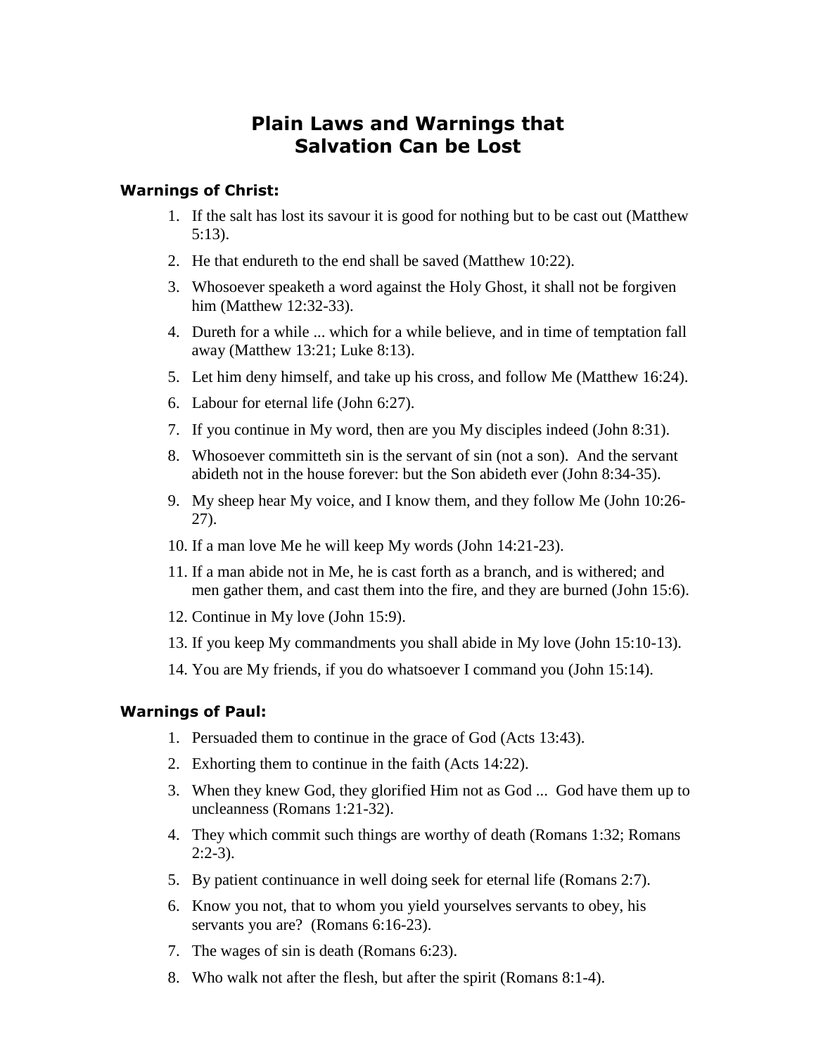# Plain Laws and Warnings that Salvation Can be Lost

### Warnings of Christ:

1. If the salt has lost its savour it is good for nothing but to be cast out (Matthew 5:13).
2. He that endureth to the end shall be saved (Matthew 10:22).
3. Whosoever speaketh a word against the Holy Ghost, it shall not be forgiven him (Matthew 12:32-33).
4. Dureth for a while ... which for a while believe, and in time of temptation fall away (Matthew 13:21; Luke 8:13).
5. Let him deny himself, and take up his cross, and follow Me (Matthew 16:24).
6. Labour for eternal life (John 6:27).
7. If you continue in My word, then are you My disciples indeed (John 8:31).
8. Whosoever committeth sin is the servant of sin (not a son). And the servant abideth not in the house forever: but the Son abideth ever (John 8:34-35).
9. My sheep hear My voice, and I know them, and they follow Me (John 10:26-27).
10. If a man love Me he will keep My words (John 14:21-23).
11. If a man abide not in Me, he is cast forth as a branch, and is withered; and men gather them, and cast them into the fire, and they are burned (John 15:6).
12. Continue in My love (John 15:9).
13. If you keep My commandments you shall abide in My love (John 15:10-13).
14. You are My friends, if you do whatsoever I command you (John 15:14).

### Warnings of Paul:

1. Persuaded them to continue in the grace of God (Acts 13:43).
2. Exhorting them to continue in the faith (Acts 14:22).
3. When they knew God, they glorified Him not as God ... God have them up to uncleanness (Romans 1:21-32).
4. They which commit such things are worthy of death (Romans 1:32; Romans 2:2-3).
5. By patient continuance in well doing seek for eternal life (Romans 2:7).
6. Know you not, that to whom you yield yourselves servants to obey, his servants you are? (Romans 6:16-23).
7. The wages of sin is death (Romans 6:23).
8. Who walk not after the flesh, but after the spirit (Romans 8:1-4).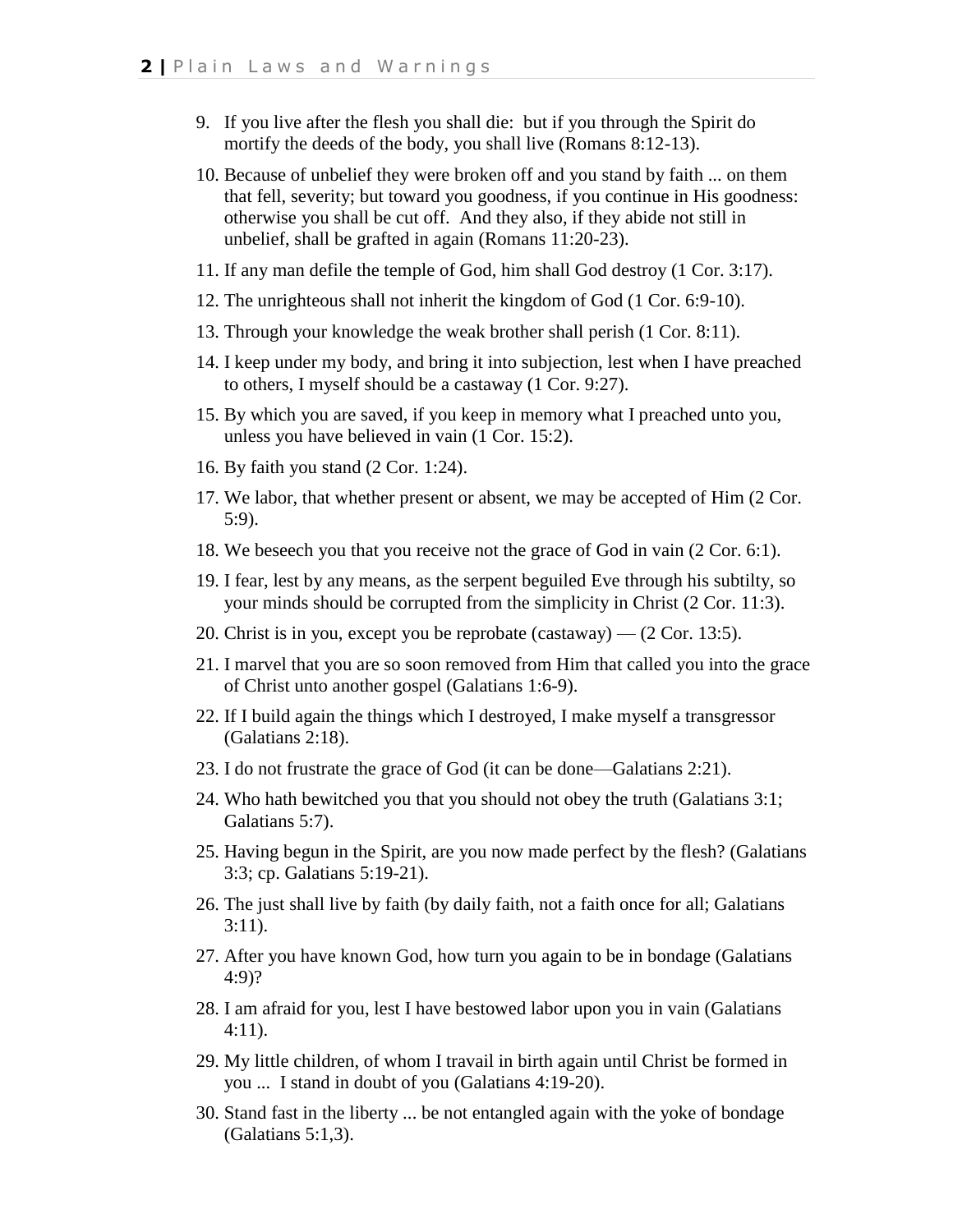9. If you live after the flesh you shall die: but if you through the Spirit do mortify the deeds of the body, you shall live (Romans 8:12-13).
10. Because of unbelief they were broken off and you stand by faith ... on them that fell, severity; but toward you goodness, if you continue in His goodness: otherwise you shall be cut off. And they also, if they abide not still in unbelief, shall be grafted in again (Romans 11:20-23).
11. If any man defile the temple of God, him shall God destroy (1 Cor. 3:17).
12. The unrighteous shall not inherit the kingdom of God (1 Cor. 6:9-10).
13. Through your knowledge the weak brother shall perish (1 Cor. 8:11).
14. I keep under my body, and bring it into subjection, lest when I have preached to others, I myself should be a castaway (1 Cor. 9:27).
15. By which you are saved, if you keep in memory what I preached unto you, unless you have believed in vain (1 Cor. 15:2).
16. By faith you stand (2 Cor. 1:24).
17. We labor, that whether present or absent, we may be accepted of Him (2 Cor. 5:9).
18. We beseech you that you receive not the grace of God in vain (2 Cor. 6:1).
19. I fear, lest by any means, as the serpent beguiled Eve through his subtilty, so your minds should be corrupted from the simplicity in Christ (2 Cor. 11:3).
20. Christ is in you, except you be reprobate (castaway) — (2 Cor. 13:5).
21. I marvel that you are so soon removed from Him that called you into the grace of Christ unto another gospel (Galatians 1:6-9).
22. If I build again the things which I destroyed, I make myself a transgressor (Galatians 2:18).
23. I do not frustrate the grace of God (it can be done—Galatians 2:21).
24. Who hath bewitched you that you should not obey the truth (Galatians 3:1; Galatians 5:7).
25. Having begun in the Spirit, are you now made perfect by the flesh? (Galatians 3:3; cp. Galatians 5:19-21).
26. The just shall live by faith (by daily faith, not a faith once for all; Galatians 3:11).
27. After you have known God, how turn you again to be in bondage (Galatians 4:9)?
28. I am afraid for you, lest I have bestowed labor upon you in vain (Galatians 4:11).
29. My little children, of whom I travail in birth again until Christ be formed in you ... I stand in doubt of you (Galatians 4:19-20).
30. Stand fast in the liberty ... be not entangled again with the yoke of bondage (Galatians 5:1,3).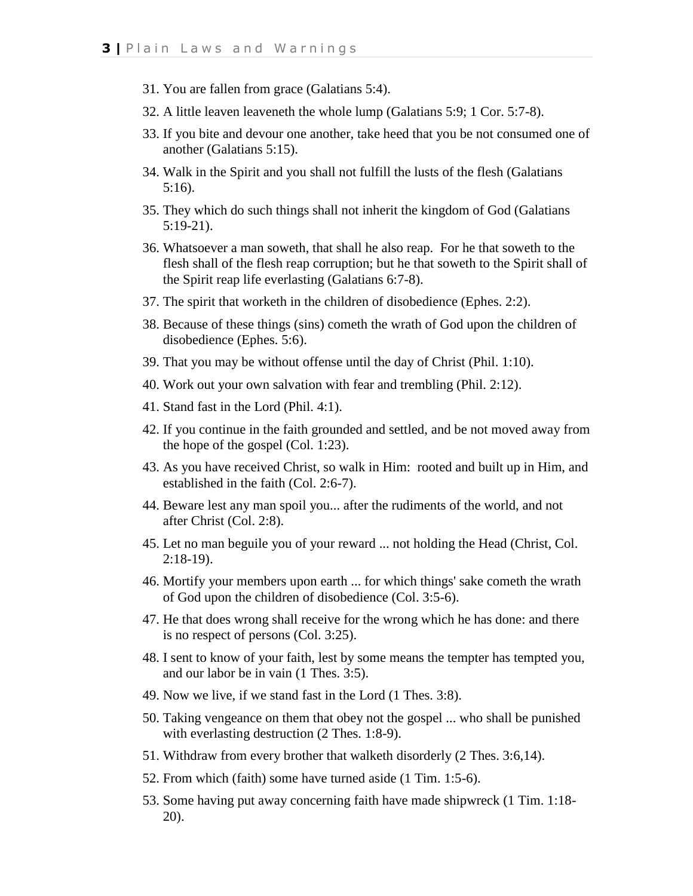31. You are fallen from grace (Galatians 5:4).
32. A little leaven leaveneth the whole lump (Galatians 5:9; 1 Cor. 5:7-8).
33. If you bite and devour one another, take heed that you be not consumed one of another (Galatians 5:15).
34. Walk in the Spirit and you shall not fulfill the lusts of the flesh (Galatians 5:16).
35. They which do such things shall not inherit the kingdom of God (Galatians 5:19-21).
36. Whatsoever a man soweth, that shall he also reap. For he that soweth to the flesh shall of the flesh reap corruption; but he that soweth to the Spirit shall of the Spirit reap life everlasting (Galatians 6:7-8).
37. The spirit that worketh in the children of disobedience (Ephes. 2:2).
38. Because of these things (sins) cometh the wrath of God upon the children of disobedience (Ephes. 5:6).
39. That you may be without offense until the day of Christ (Phil. 1:10).
40. Work out your own salvation with fear and trembling (Phil. 2:12).
41. Stand fast in the Lord (Phil. 4:1).
42. If you continue in the faith grounded and settled, and be not moved away from the hope of the gospel (Col. 1:23).
43. As you have received Christ, so walk in Him: rooted and built up in Him, and established in the faith (Col. 2:6-7).
44. Beware lest any man spoil you... after the rudiments of the world, and not after Christ (Col. 2:8).
45. Let no man beguile you of your reward ... not holding the Head (Christ, Col. 2:18-19).
46. Mortify your members upon earth ... for which things' sake cometh the wrath of God upon the children of disobedience (Col. 3:5-6).
47. He that does wrong shall receive for the wrong which he has done: and there is no respect of persons (Col. 3:25).
48. I sent to know of your faith, lest by some means the tempter has tempted you, and our labor be in vain (1 Thes. 3:5).
49. Now we live, if we stand fast in the Lord (1 Thes. 3:8).
50. Taking vengeance on them that obey not the gospel ... who shall be punished with everlasting destruction (2 Thes. 1:8-9).
51. Withdraw from every brother that walketh disorderly (2 Thes. 3:6,14).
52. From which (faith) some have turned aside (1 Tim. 1:5-6).
53. Some having put away concerning faith have made shipwreck (1 Tim. 1:18-20).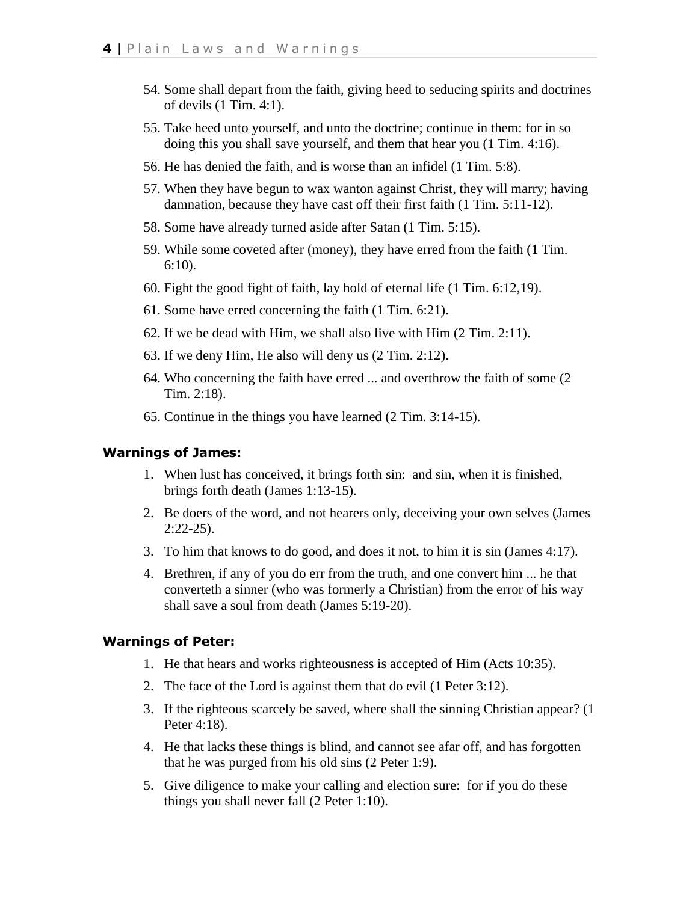54. Some shall depart from the faith, giving heed to seducing spirits and doctrines of devils (1 Tim. 4:1).
55. Take heed unto yourself, and unto the doctrine; continue in them: for in so doing this you shall save yourself, and them that hear you (1 Tim. 4:16).
56. He has denied the faith, and is worse than an infidel (1 Tim. 5:8).
57. When they have begun to wax wanton against Christ, they will marry; having damnation, because they have cast off their first faith (1 Tim. 5:11-12).
58. Some have already turned aside after Satan (1 Tim. 5:15).
59. While some coveted after (money), they have erred from the faith (1 Tim. 6:10).
60. Fight the good fight of faith, lay hold of eternal life (1 Tim. 6:12,19).
61. Some have erred concerning the faith (1 Tim. 6:21).
62. If we be dead with Him, we shall also live with Him (2 Tim. 2:11).
63. If we deny Him, He also will deny us (2 Tim. 2:12).
64. Who concerning the faith have erred ... and overthrow the faith of some (2 Tim. 2:18).
65. Continue in the things you have learned (2 Tim. 3:14-15).

**Warnings of James:**

1. When lust has conceived, it brings forth sin: and sin, when it is finished, brings forth death (James 1:13-15).
2. Be doers of the word, and not hearers only, deceiving your own selves (James 2:22-25).
3. To him that knows to do good, and does it not, to him it is sin (James 4:17).
4. Brethren, if any of you do err from the truth, and one convert him ... he that converteth a sinner (who was formerly a Christian) from the error of his way shall save a soul from death (James 5:19-20).

**Warnings of Peter:**

1. He that hears and works righteousness is accepted of Him (Acts 10:35).
2. The face of the Lord is against them that do evil (1 Peter 3:12).
3. If the righteous scarcely be saved, where shall the sinning Christian appear? (1 Peter 4:18).
4. He that lacks these things is blind, and cannot see afar off, and has forgotten that he was purged from his old sins (2 Peter 1:9).
5. Give diligence to make your calling and election sure: for if you do these things you shall never fall (2 Peter 1:10).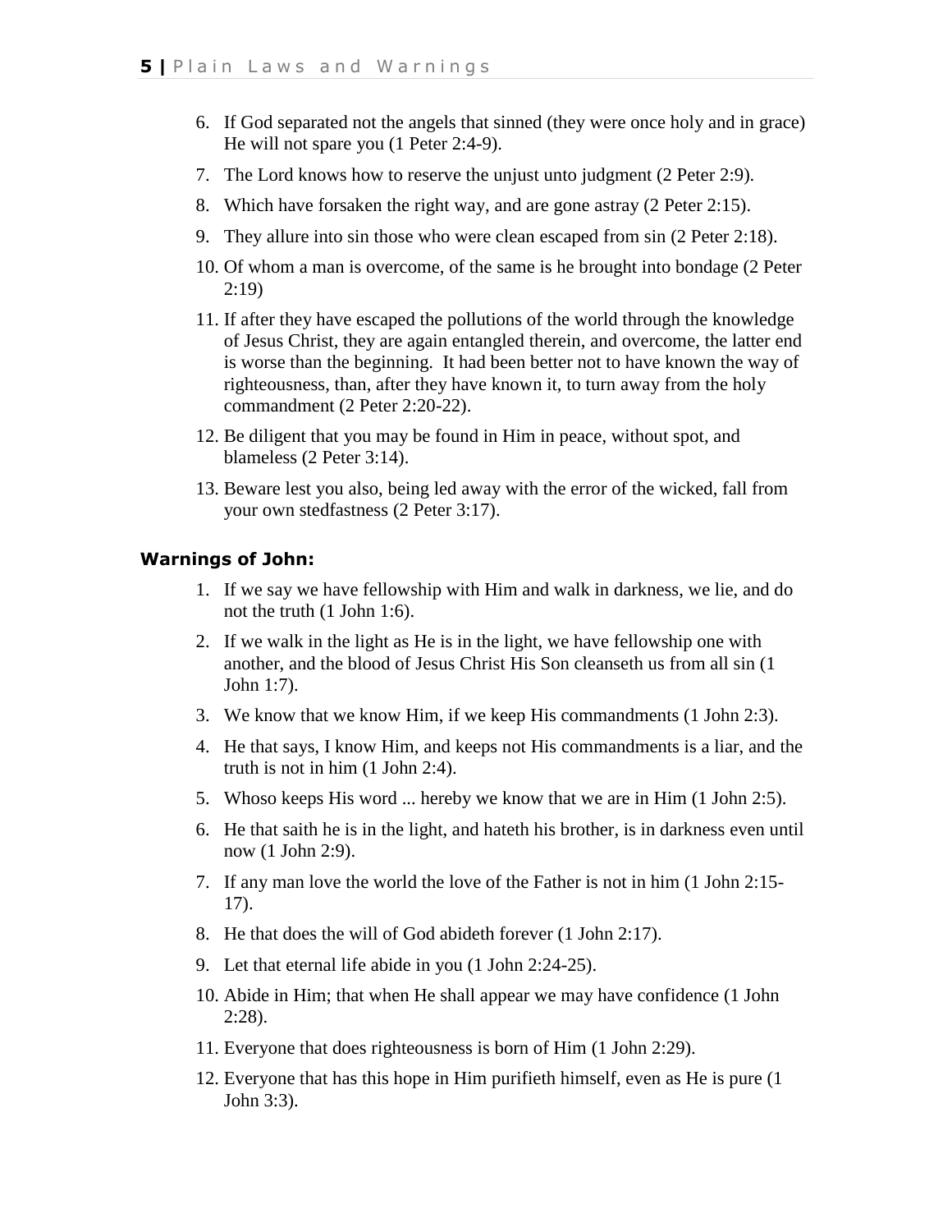6. If God separated not the angels that sinned (they were once holy and in grace) He will not spare you (1 Peter 2:4-9).
7. The Lord knows how to reserve the unjust unto judgment (2 Peter 2:9).
8. Which have forsaken the right way, and are gone astray (2 Peter 2:15).
9. They allure into sin those who were clean escaped from sin (2 Peter 2:18).
10. Of whom a man is overcome, of the same is he brought into bondage (2 Peter 2:19)
11. If after they have escaped the pollutions of the world through the knowledge of Jesus Christ, they are again entangled therein, and overcome, the latter end is worse than the beginning. It had been better not to have known the way of righteousness, than, after they have known it, to turn away from the holy commandment (2 Peter 2:20-22).
12. Be diligent that you may be found in Him in peace, without spot, and blameless (2 Peter 3:14).
13. Beware lest you also, being led away with the error of the wicked, fall from your own stedfastness (2 Peter 3:17).

**Warnings of John:**

1. If we say we have fellowship with Him and walk in darkness, we lie, and do not the truth (1 John 1:6).
2. If we walk in the light as He is in the light, we have fellowship one with another, and the blood of Jesus Christ His Son cleanseth us from all sin (1 John 1:7).
3. We know that we know Him, if we keep His commandments (1 John 2:3).
4. He that says, I know Him, and keeps not His commandments is a liar, and the truth is not in him (1 John 2:4).
5. Whoso keeps His word ... hereby we know that we are in Him (1 John 2:5).
6. He that saith he is in the light, and hateth his brother, is in darkness even until now (1 John 2:9).
7. If any man love the world the love of the Father is not in him (1 John 2:15-17).
8. He that does the will of God abideth forever (1 John 2:17).
9. Let that eternal life abide in you (1 John 2:24-25).
10. Abide in Him; that when He shall appear we may have confidence (1 John 2:28).
11. Everyone that does righteousness is born of Him (1 John 2:29).
12. Everyone that has this hope in Him purifieth himself, even as He is pure (1 John 3:3).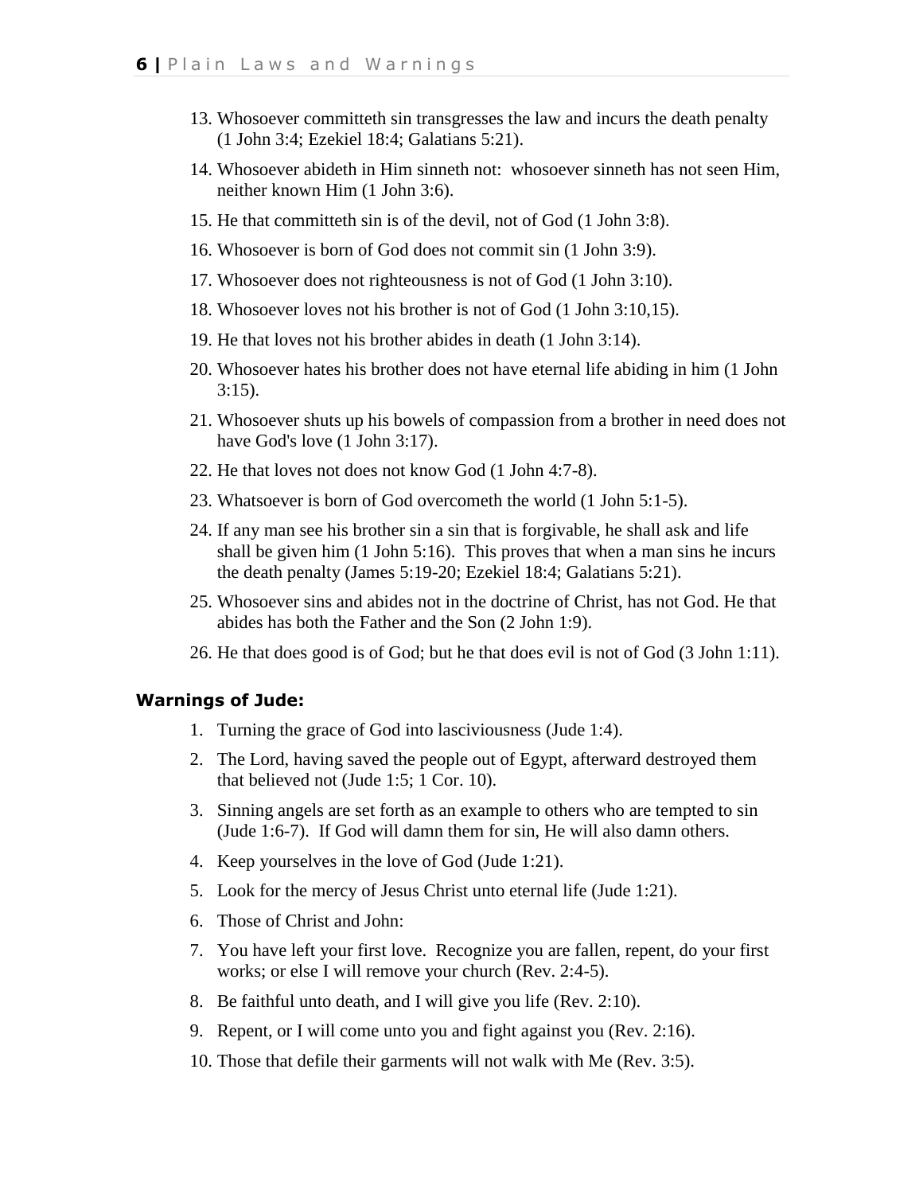13. Whosoever committeth sin transgresses the law and incurs the death penalty (1 John 3:4; Ezekiel 18:4; Galatians 5:21).
14. Whosoever abideth in Him sinneth not: whosoever sinneth has not seen Him, neither known Him (1 John 3:6).
15. He that committeth sin is of the devil, not of God (1 John 3:8).
16. Whosoever is born of God does not commit sin (1 John 3:9).
17. Whosoever does not righteousness is not of God (1 John 3:10).
18. Whosoever loves not his brother is not of God (1 John 3:10,15).
19. He that loves not his brother abides in death (1 John 3:14).
20. Whosoever hates his brother does not have eternal life abiding in him (1 John 3:15).
21. Whosoever shuts up his bowels of compassion from a brother in need does not have God's love (1 John 3:17).
22. He that loves not does not know God (1 John 4:7-8).
23. Whatsoever is born of God overcometh the world (1 John 5:1-5).
24. If any man see his brother sin a sin that is forgivable, he shall ask and life shall be given him (1 John 5:16). This proves that when a man sins he incurs the death penalty (James 5:19-20; Ezekiel 18:4; Galatians 5:21).
25. Whosoever sins and abides not in the doctrine of Christ, has not God. He that abides has both the Father and the Son (2 John 1:9).
26. He that does good is of God; but he that does evil is not of God (3 John 1:11).

**Warnings of Jude:**

1. Turning the grace of God into lasciviousness (Jude 1:4).
2. The Lord, having saved the people out of Egypt, afterward destroyed them that believed not (Jude 1:5; 1 Cor. 10).
3. Sinning angels are set forth as an example to others who are tempted to sin (Jude 1:6-7). If God will damn them for sin, He will also damn others.
4. Keep yourselves in the love of God (Jude 1:21).
5. Look for the mercy of Jesus Christ unto eternal life (Jude 1:21).
6. Those of Christ and John:
7. You have left your first love. Recognize you are fallen, repent, do your first works; or else I will remove your church (Rev. 2:4-5).
8. Be faithful unto death, and I will give you life (Rev. 2:10).
9. Repent, or I will come unto you and fight against you (Rev. 2:16).
10. Those that defile their garments will not walk with Me (Rev. 3:5).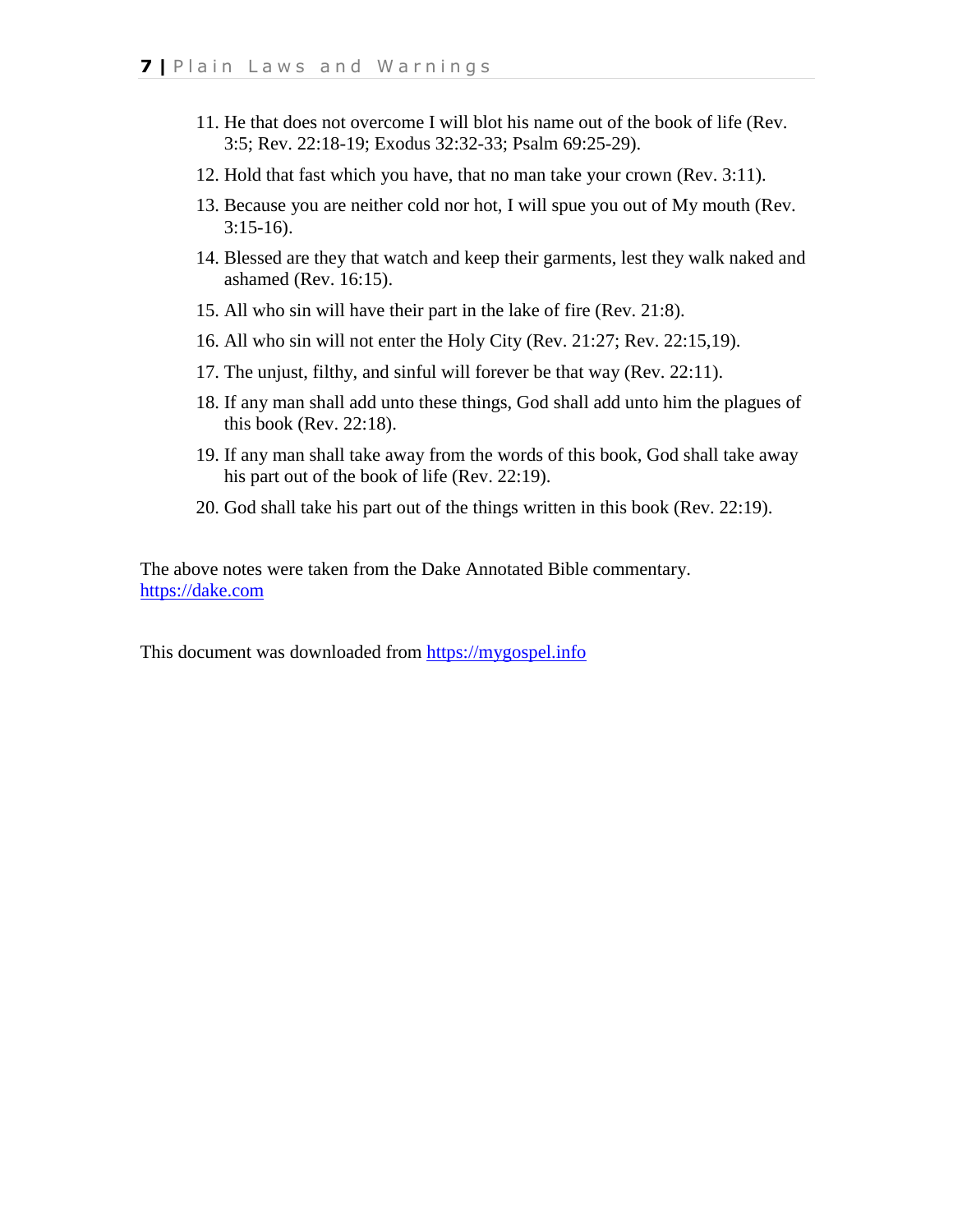11. He that does not overcome I will blot his name out of the book of life (Rev. 3:5; Rev. 22:18-19; Exodus 32:32-33; Psalm 69:25-29).
12. Hold that fast which you have, that no man take your crown (Rev. 3:11).
13. Because you are neither cold nor hot, I will spue you out of My mouth (Rev. 3:15-16).
14. Blessed are they that watch and keep their garments, lest they walk naked and ashamed (Rev. 16:15).
15. All who sin will have their part in the lake of fire (Rev. 21:8).
16. All who sin will not enter the Holy City (Rev. 21:27; Rev. 22:15,19).
17. The unjust, filthy, and sinful will forever be that way (Rev. 22:11).
18. If any man shall add unto these things, God shall add unto him the plagues of this book (Rev. 22:18).
19. If any man shall take away from the words of this book, God shall take away his part out of the book of life (Rev. 22:19).
20. God shall take his part out of the things written in this book (Rev. 22:19).

The above notes were taken from the Dake Annotated Bible commentary.
[https://dake.com](https://dake.com)

This document was downloaded from [https://mygospel.info](https://mygospel.info)